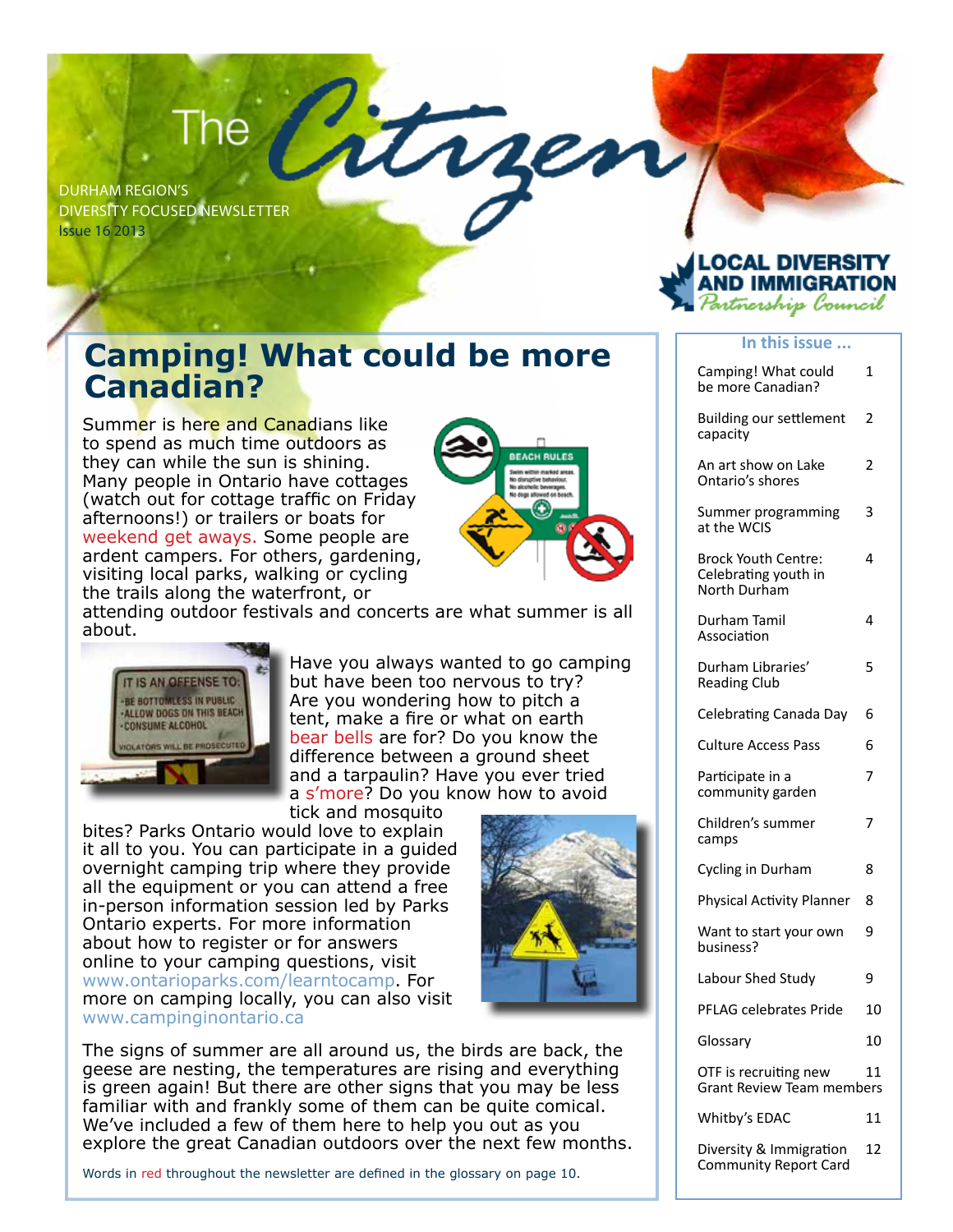# The Citizen

DURHAM REGION'S
DIVERSITY FOCUSED NEWSLETTER
Issue 16 2013

LOCAL DIVERSITY AND IMMIGRATION *Partnership Council*

## Camping! What could be more Canadian?

Summer is here and Canadians like to spend as much time outdoors as they can while the sun is shining. Many people in Ontario have cottages (watch out for cottage traffic on Friday afternoons!) or trailers or boats for weekend get aways. Some people are ardent campers. For others, gardening, visiting local parks, walking or cycling the trails along the waterfront, or attending outdoor festivals and concerts are what summer is all about.

Have you always wanted to go camping but have been too nervous to try? Are you wondering how to pitch a tent, make a fire or what on earth bear bells are for? Do you know the difference between a ground sheet and a tarpaulin? Have you ever tried a s'more? Do you know how to avoid tick and mosquito bites? Parks Ontario would love to explain it all to you. You can participate in a guided overnight camping trip where they provide all the equipment or you can attend a free in-person information session led by Parks Ontario experts. For more information about how to register or for answers online to your camping questions, visit www.ontarioparks.com/learntocamp. For more on camping locally, you can also visit www.campinginontario.ca

The signs of summer are all around us, the birds are back, the geese are nesting, the temperatures are rising and everything is green again! But there are other signs that you may be less familiar with and frankly some of them can be quite comical. We've included a few of them here to help you out as you explore the great Canadian outdoors over the next few months.

Words in red throughout the newsletter are defined in the glossary on page 10.

### In this issue ...

| | |
|---|---|
| Camping! What could be more Canadian? | 1 |
| Building our settlement capacity | 2 |
| An art show on Lake Ontario's shores | 2 |
| Summer programming at the WCIS | 3 |
| Brock Youth Centre: Celebrating youth in North Durham | 4 |
| Durham Tamil Association | 4 |
| Durham Libraries' Reading Club | 5 |
| Celebrating Canada Day | 6 |
| Culture Access Pass | 6 |
| Participate in a community garden | 7 |
| Children's summer camps | 7 |
| Cycling in Durham | 8 |
| Physical Activity Planner | 8 |
| Want to start your own business? | 9 |
| Labour Shed Study | 9 |
| PFLAG celebrates Pride | 10 |
| Glossary | 10 |
| OTF is recruiting new Grant Review Team members | 11 |
| Whitby's EDAC | 11 |
| Diversity & Immigration Community Report Card | 12 |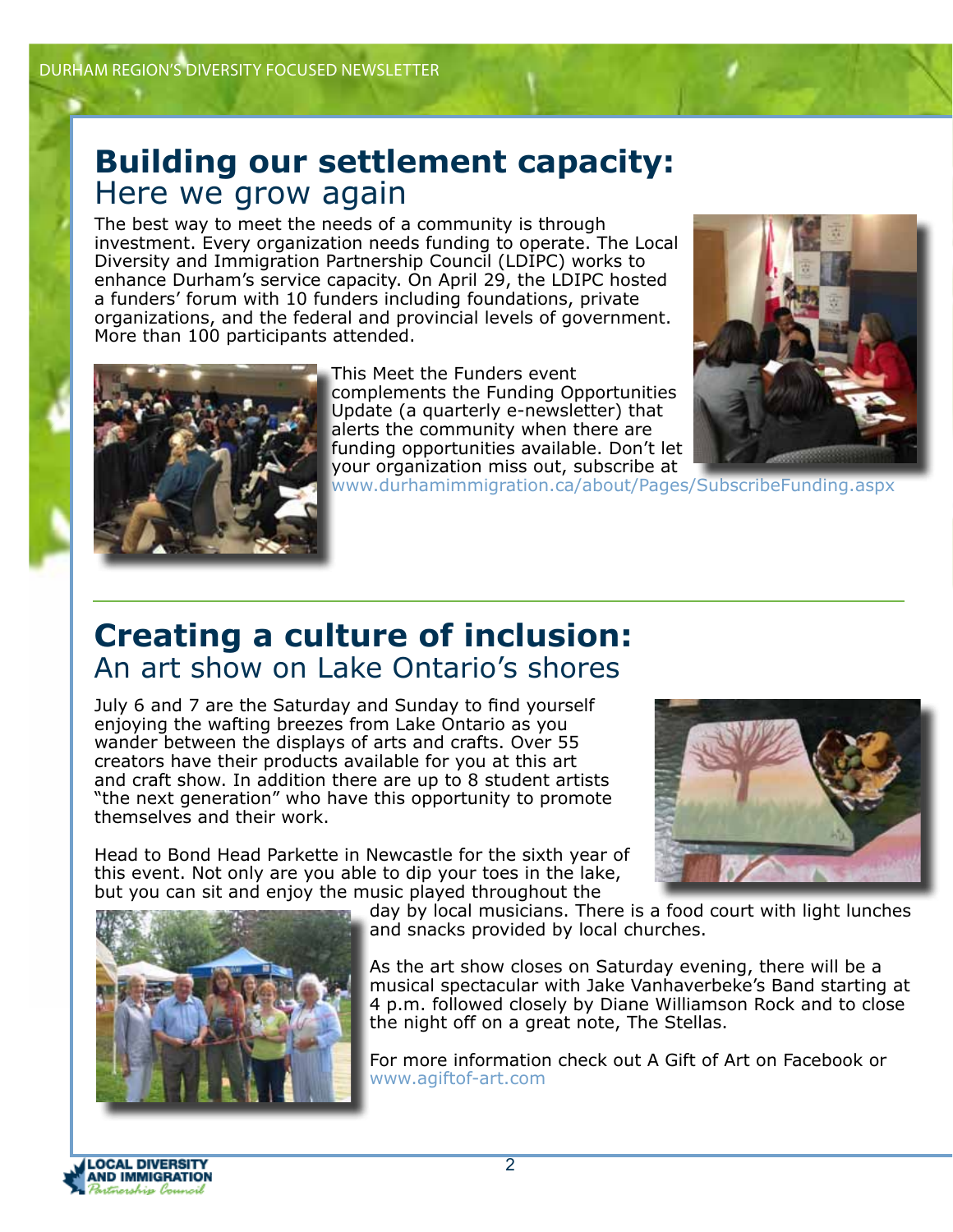## Building our settlement capacity:
Here we grow again

The best way to meet the needs of a community is through investment. Every organization needs funding to operate. The Local Diversity and Immigration Partnership Council (LDIPC) works to enhance Durham's service capacity. On April 29, the LDIPC hosted a funders' forum with 10 funders including foundations, private organizations, and the federal and provincial levels of government. More than 100 participants attended.

This Meet the Funders event complements the Funding Opportunities Update (a quarterly e-newsletter) that alerts the community when there are funding opportunities available. Don't let your organization miss out, subscribe at www.durhamimmigration.ca/about/Pages/SubscribeFunding.aspx

## Creating a culture of inclusion:
An art show on Lake Ontario's shores

July 6 and 7 are the Saturday and Sunday to find yourself enjoying the wafting breezes from Lake Ontario as you wander between the displays of arts and crafts. Over 55 creators have their products available for you at this art and craft show. In addition there are up to 8 student artists "the next generation" who have this opportunity to promote themselves and their work.

Head to Bond Head Parkette in Newcastle for the sixth year of this event. Not only are you able to dip your toes in the lake, but you can sit and enjoy the music played throughout the day by local musicians. There is a food court with light lunches and snacks provided by local churches.

As the art show closes on Saturday evening, there will be a musical spectacular with Jake Vanhaverbeke's Band starting at 4 p.m. followed closely by Diane Williamson Rock and to close the night off on a great note, The Stellas.

For more information check out A Gift of Art on Facebook or www.agiftof-art.com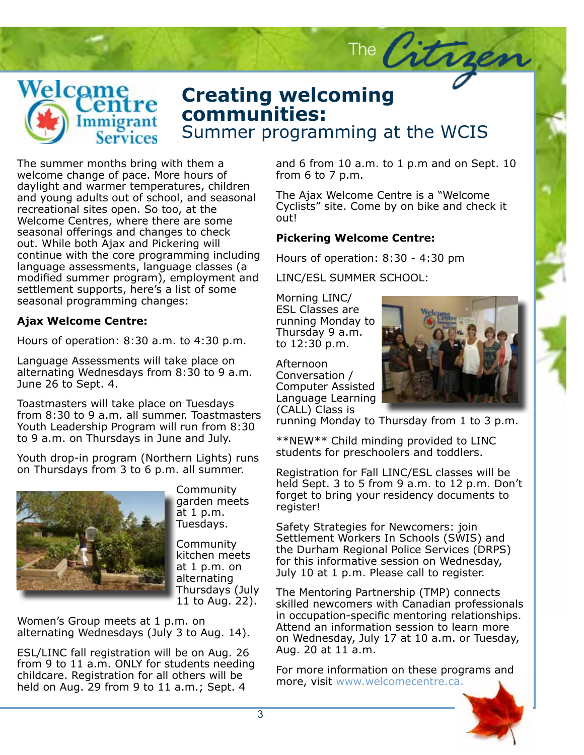# Creating welcoming communities:

## Summer programming at the WCIS

The summer months bring with them a welcome change of pace. More hours of daylight and warmer temperatures, children and young adults out of school, and seasonal recreational sites open. So too, at the Welcome Centres, where there are some seasonal offerings and changes to check out. While both Ajax and Pickering will continue with the core programming including language assessments, language classes (a modified summer program), employment and settlement supports, here's a list of some seasonal programming changes:

**Ajax Welcome Centre:**

Hours of operation: 8:30 a.m. to 4:30 p.m.

Language Assessments will take place on alternating Wednesdays from 8:30 to 9 a.m. June 26 to Sept. 4.

Toastmasters will take place on Tuesdays from 8:30 to 9 a.m. all summer. Toastmasters Youth Leadership Program will run from 8:30 to 9 a.m. on Thursdays in June and July.

Youth drop-in program (Northern Lights) runs on Thursdays from 3 to 6 p.m. all summer.

Community garden meets at 1 p.m. Tuesdays.

Community kitchen meets at 1 p.m. on alternating Thursdays (July 11 to Aug. 22).

Women's Group meets at 1 p.m. on alternating Wednesdays (July 3 to Aug. 14).

ESL/LINC fall registration will be on Aug. 26 from 9 to 11 a.m. ONLY for students needing childcare. Registration for all others will be held on Aug. 29 from 9 to 11 a.m.; Sept. 4 and 6 from 10 a.m. to 1 p.m and on Sept. 10 from 6 to 7 p.m.

The Ajax Welcome Centre is a "Welcome Cyclists" site. Come by on bike and check it out!

**Pickering Welcome Centre:**

Hours of operation: 8:30 - 4:30 pm

LINC/ESL SUMMER SCHOOL:

Morning LINC/ ESL Classes are running Monday to Thursday 9 a.m. to 12:30 p.m.

Afternoon Conversation / Computer Assisted Language Learning (CALL) Class is running Monday to Thursday from 1 to 3 p.m.

\*\*NEW\*\* Child minding provided to LINC students for preschoolers and toddlers.

Registration for Fall LINC/ESL classes will be held Sept. 3 to 5 from 9 a.m. to 12 p.m. Don't forget to bring your residency documents to register!

Safety Strategies for Newcomers: join Settlement Workers In Schools (SWIS) and the Durham Regional Police Services (DRPS) for this informative session on Wednesday, July 10 at 1 p.m. Please call to register.

The Mentoring Partnership (TMP) connects skilled newcomers with Canadian professionals in occupation-specific mentoring relationships. Attend an information session to learn more on Wednesday, July 17 at 10 a.m. or Tuesday, Aug. 20 at 11 a.m.

For more information on these programs and more, visit www.welcomecentre.ca.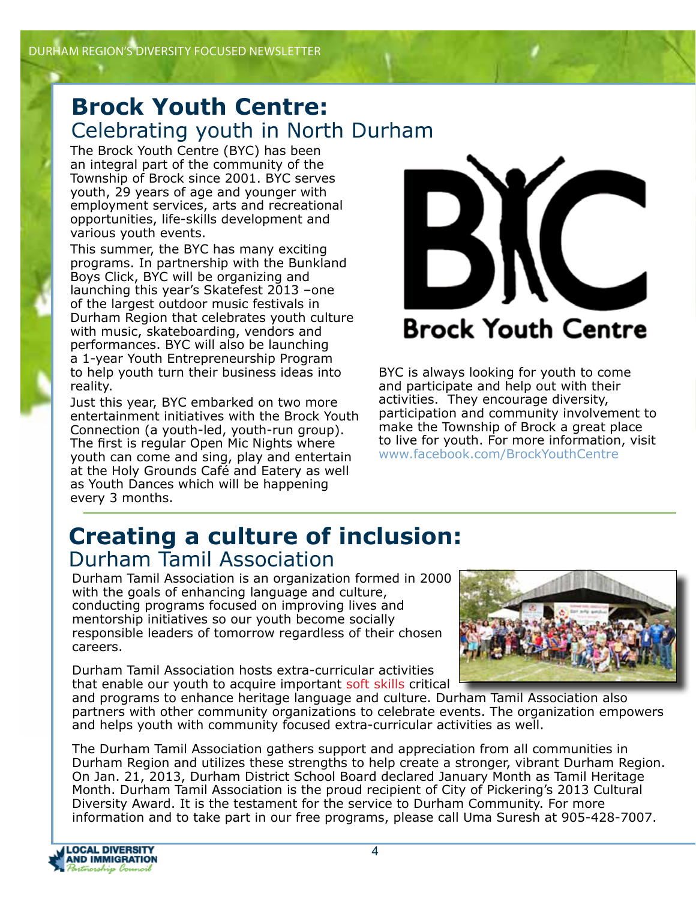# Brock Youth Centre:
## Celebrating youth in North Durham

The Brock Youth Centre (BYC) has been an integral part of the community of the Township of Brock since 2001. BYC serves youth, 29 years of age and younger with employment services, arts and recreational opportunities, life-skills development and various youth events.

This summer, the BYC has many exciting programs. In partnership with the Bunkland Boys Click, BYC will be organizing and launching this year's Skatefest 2013 –one of the largest outdoor music festivals in Durham Region that celebrates youth culture with music, skateboarding, vendors and performances. BYC will also be launching a 1-year Youth Entrepreneurship Program to help youth turn their business ideas into reality.

Just this year, BYC embarked on two more entertainment initiatives with the Brock Youth Connection (a youth-led, youth-run group). The first is regular Open Mic Nights where youth can come and sing, play and entertain at the Holy Grounds Café and Eatery as well as Youth Dances which will be happening every 3 months.

BYC is always looking for youth to come and participate and help out with their activities. They encourage diversity, participation and community involvement to make the Township of Brock a great place to live for youth. For more information, visit www.facebook.com/BrockYouthCentre

# Creating a culture of inclusion:
## Durham Tamil Association

Durham Tamil Association is an organization formed in 2000 with the goals of enhancing language and culture, conducting programs focused on improving lives and mentorship initiatives so our youth become socially responsible leaders of tomorrow regardless of their chosen careers.

Durham Tamil Association hosts extra-curricular activities that enable our youth to acquire important soft skills critical and programs to enhance heritage language and culture. Durham Tamil Association also partners with other community organizations to celebrate events. The organization empowers and helps youth with community focused extra-curricular activities as well.

The Durham Tamil Association gathers support and appreciation from all communities in Durham Region and utilizes these strengths to help create a stronger, vibrant Durham Region. On Jan. 21, 2013, Durham District School Board declared January Month as Tamil Heritage Month. Durham Tamil Association is the proud recipient of City of Pickering's 2013 Cultural Diversity Award. It is the testament for the service to Durham Community. For more information and to take part in our free programs, please call Uma Suresh at 905-428-7007.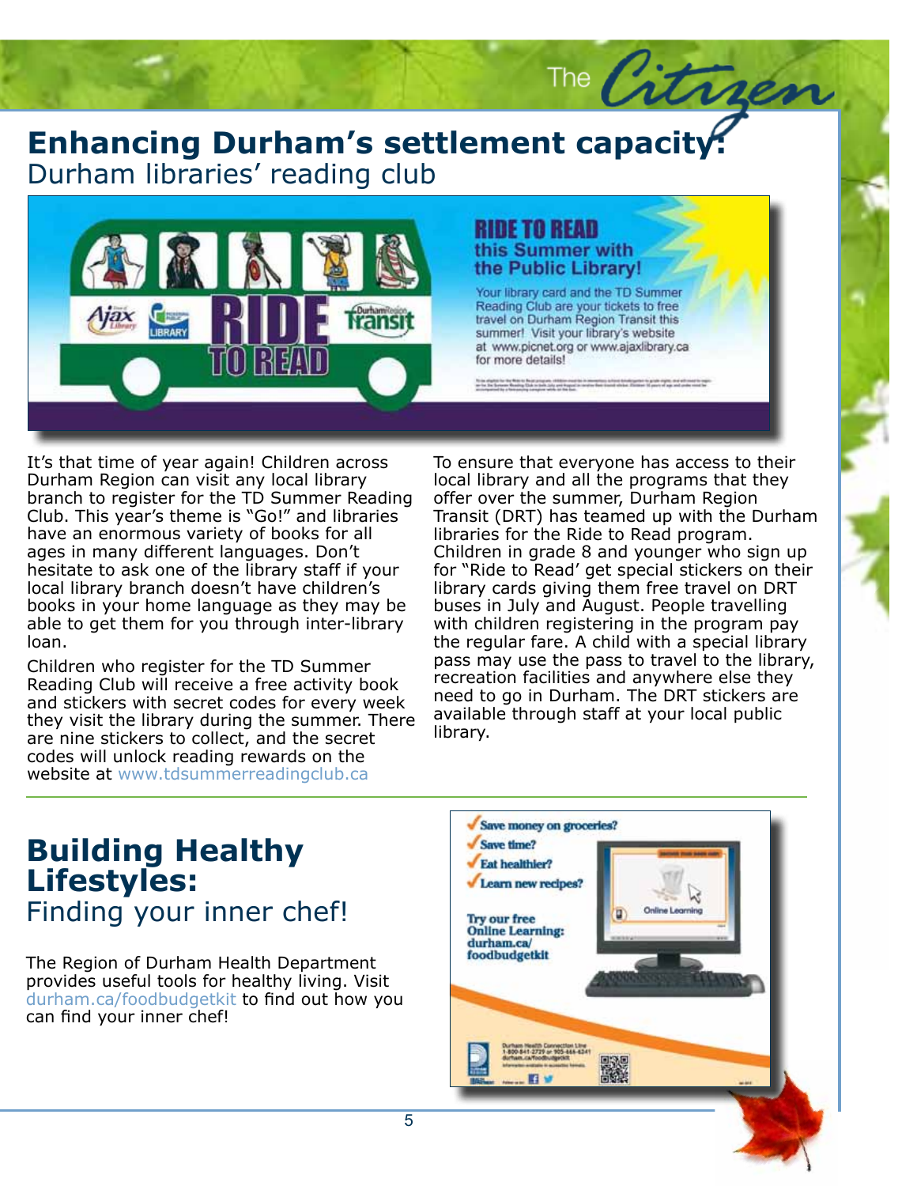## Enhancing Durham's settlement capacity:

Durham libraries' reading club

**RIDE TO READ this Summer with the Public Library!**

Your library card and the TD Summer Reading Club are your tickets to free travel on Durham Region Transit this summer! Visit your library's website at www.picnet.org or www.ajaxlibrary.ca for more details!

It's that time of year again! Children across Durham Region can visit any local library branch to register for the TD Summer Reading Club. This year's theme is "Go!" and libraries have an enormous variety of books for all ages in many different languages. Don't hesitate to ask one of the library staff if your local library branch doesn't have children's books in your home language as they may be able to get them for you through inter-library loan.

Children who register for the TD Summer Reading Club will receive a free activity book and stickers with secret codes for every week they visit the library during the summer. There are nine stickers to collect, and the secret codes will unlock reading rewards on the website at www.tdsummerreadingclub.ca

To ensure that everyone has access to their local library and all the programs that they offer over the summer, Durham Region Transit (DRT) has teamed up with the Durham libraries for the Ride to Read program. Children in grade 8 and younger who sign up for "Ride to Read' get special stickers on their library cards giving them free travel on DRT buses in July and August. People travelling with children registering in the program pay the regular fare. A child with a special library pass may use the pass to travel to the library, recreation facilities and anywhere else they need to go in Durham. The DRT stickers are available through staff at your local public library.

## Building Healthy Lifestyles:

Finding your inner chef!

The Region of Durham Health Department provides useful tools for healthy living. Visit durham.ca/foodbudgetkit to find out how you can find your inner chef!

- ✓ Save money on groceries?
- ✓ Save time?
- ✓ Eat healthier?
- ✓ Learn new recipes?

Try our free Online Learning: durham.ca/foodbudgetkit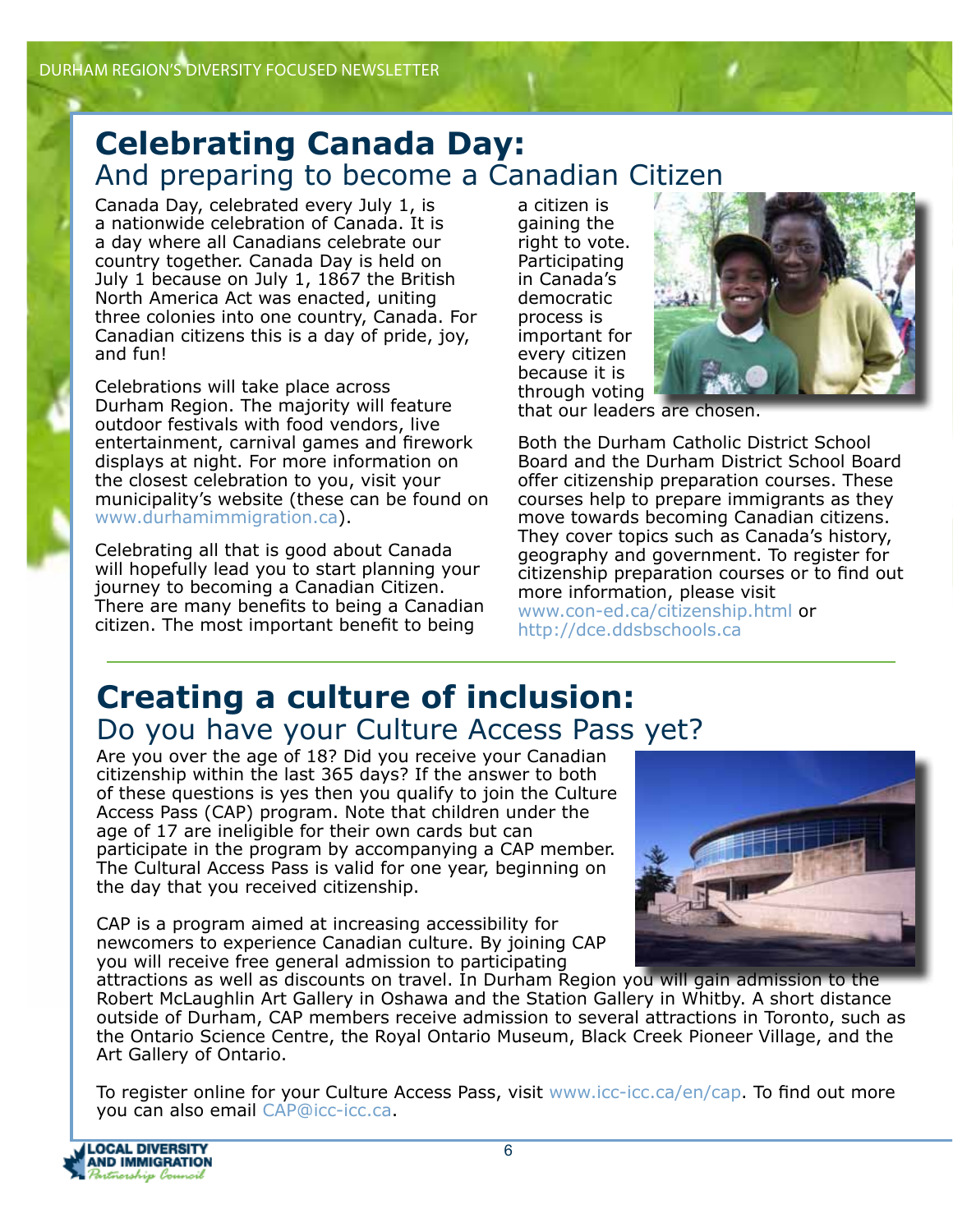# Celebrating Canada Day:

## And preparing to become a Canadian Citizen

Canada Day, celebrated every July 1, is a nationwide celebration of Canada. It is a day where all Canadians celebrate our country together. Canada Day is held on July 1 because on July 1, 1867 the British North America Act was enacted, uniting three colonies into one country, Canada. For Canadian citizens this is a day of pride, joy, and fun!

Celebrations will take place across Durham Region. The majority will feature outdoor festivals with food vendors, live entertainment, carnival games and firework displays at night. For more information on the closest celebration to you, visit your municipality's website (these can be found on www.durhamimmigration.ca).

Celebrating all that is good about Canada will hopefully lead you to start planning your journey to becoming a Canadian Citizen. There are many benefits to being a Canadian citizen. The most important benefit to being a citizen is gaining the right to vote. Participating in Canada's democratic process is important for every citizen because it is through voting that our leaders are chosen.

Both the Durham Catholic District School Board and the Durham District School Board offer citizenship preparation courses. These courses help to prepare immigrants as they move towards becoming Canadian citizens. They cover topics such as Canada's history, geography and government. To register for citizenship preparation courses or to find out more information, please visit www.con-ed.ca/citizenship.html or http://dce.ddsbschools.ca

# Creating a culture of inclusion:

## Do you have your Culture Access Pass yet?

Are you over the age of 18? Did you receive your Canadian citizenship within the last 365 days? If the answer to both of these questions is yes then you qualify to join the Culture Access Pass (CAP) program. Note that children under the age of 17 are ineligible for their own cards but can participate in the program by accompanying a CAP member. The Cultural Access Pass is valid for one year, beginning on the day that you received citizenship.

CAP is a program aimed at increasing accessibility for newcomers to experience Canadian culture. By joining CAP you will receive free general admission to participating attractions as well as discounts on travel. In Durham Region you will gain admission to the Robert McLaughlin Art Gallery in Oshawa and the Station Gallery in Whitby. A short distance outside of Durham, CAP members receive admission to several attractions in Toronto, such as the Ontario Science Centre, the Royal Ontario Museum, Black Creek Pioneer Village, and the Art Gallery of Ontario.

To register online for your Culture Access Pass, visit www.icc-icc.ca/en/cap. To find out more you can also email CAP@icc-icc.ca.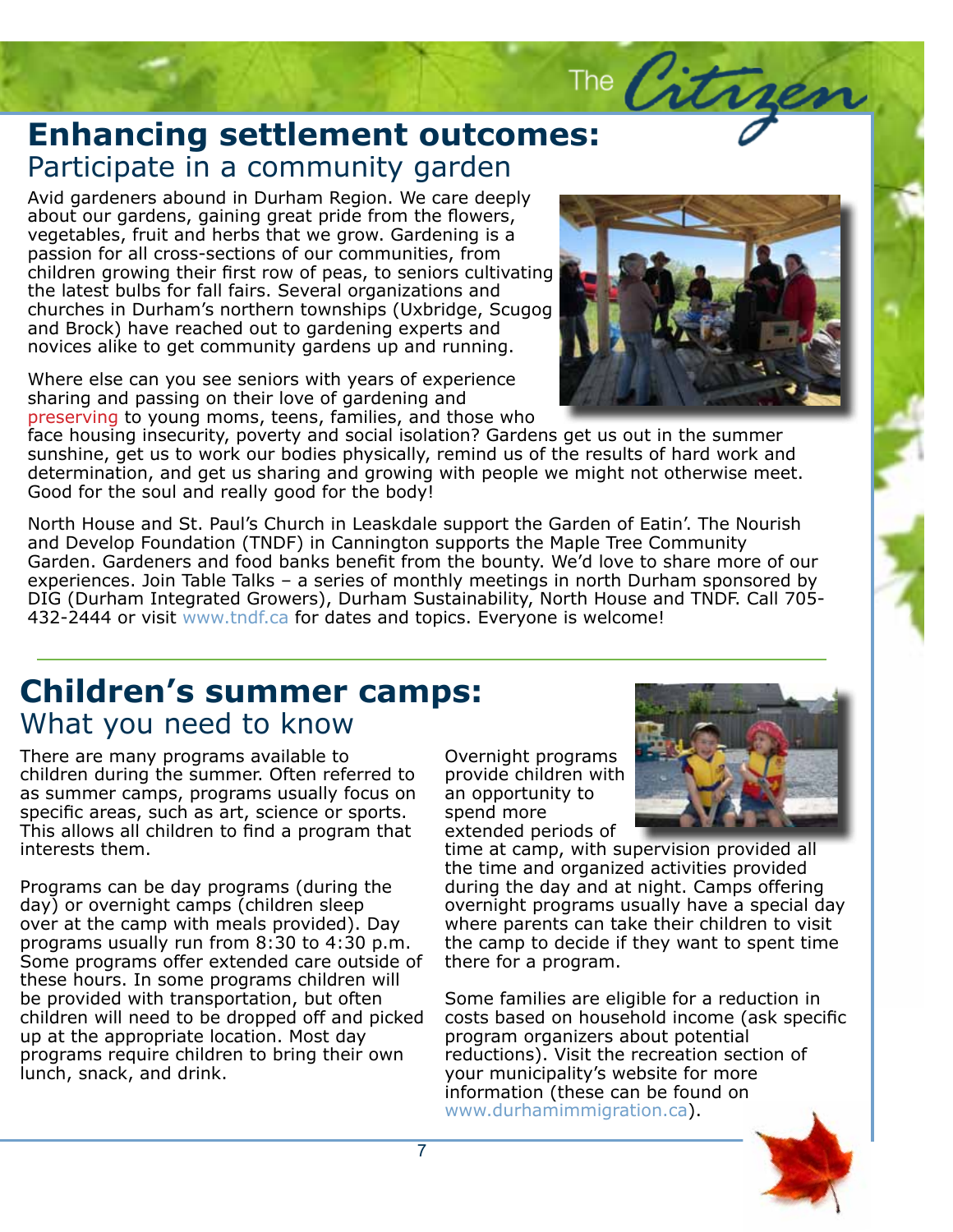# Enhancing settlement outcomes:

## Participate in a community garden

Avid gardeners abound in Durham Region. We care deeply about our gardens, gaining great pride from the flowers, vegetables, fruit and herbs that we grow. Gardening is a passion for all cross-sections of our communities, from children growing their first row of peas, to seniors cultivating the latest bulbs for fall fairs. Several organizations and churches in Durham's northern townships (Uxbridge, Scugog and Brock) have reached out to gardening experts and novices alike to get community gardens up and running.

Where else can you see seniors with years of experience sharing and passing on their love of gardening and preserving to young moms, teens, families, and those who face housing insecurity, poverty and social isolation? Gardens get us out in the summer sunshine, get us to work our bodies physically, remind us of the results of hard work and determination, and get us sharing and growing with people we might not otherwise meet. Good for the soul and really good for the body!

North House and St. Paul's Church in Leaskdale support the Garden of Eatin'. The Nourish and Develop Foundation (TNDF) in Cannington supports the Maple Tree Community Garden. Gardeners and food banks benefit from the bounty. We'd love to share more of our experiences. Join Table Talks – a series of monthly meetings in north Durham sponsored by DIG (Durham Integrated Growers), Durham Sustainability, North House and TNDF. Call 705-432-2444 or visit www.tndf.ca for dates and topics. Everyone is welcome!

# Children's summer camps:

## What you need to know

There are many programs available to children during the summer. Often referred to as summer camps, programs usually focus on specific areas, such as art, science or sports. This allows all children to find a program that interests them.

Programs can be day programs (during the day) or overnight camps (children sleep over at the camp with meals provided). Day programs usually run from 8:30 to 4:30 p.m. Some programs offer extended care outside of these hours. In some programs children will be provided with transportation, but often children will need to be dropped off and picked up at the appropriate location. Most day programs require children to bring their own lunch, snack, and drink.

Overnight programs provide children with an opportunity to spend more extended periods of time at camp, with supervision provided all the time and organized activities provided during the day and at night. Camps offering overnight programs usually have a special day where parents can take their children to visit the camp to decide if they want to spent time there for a program.

Some families are eligible for a reduction in costs based on household income (ask specific program organizers about potential reductions). Visit the recreation section of your municipality's website for more information (these can be found on www.durhamimmigration.ca).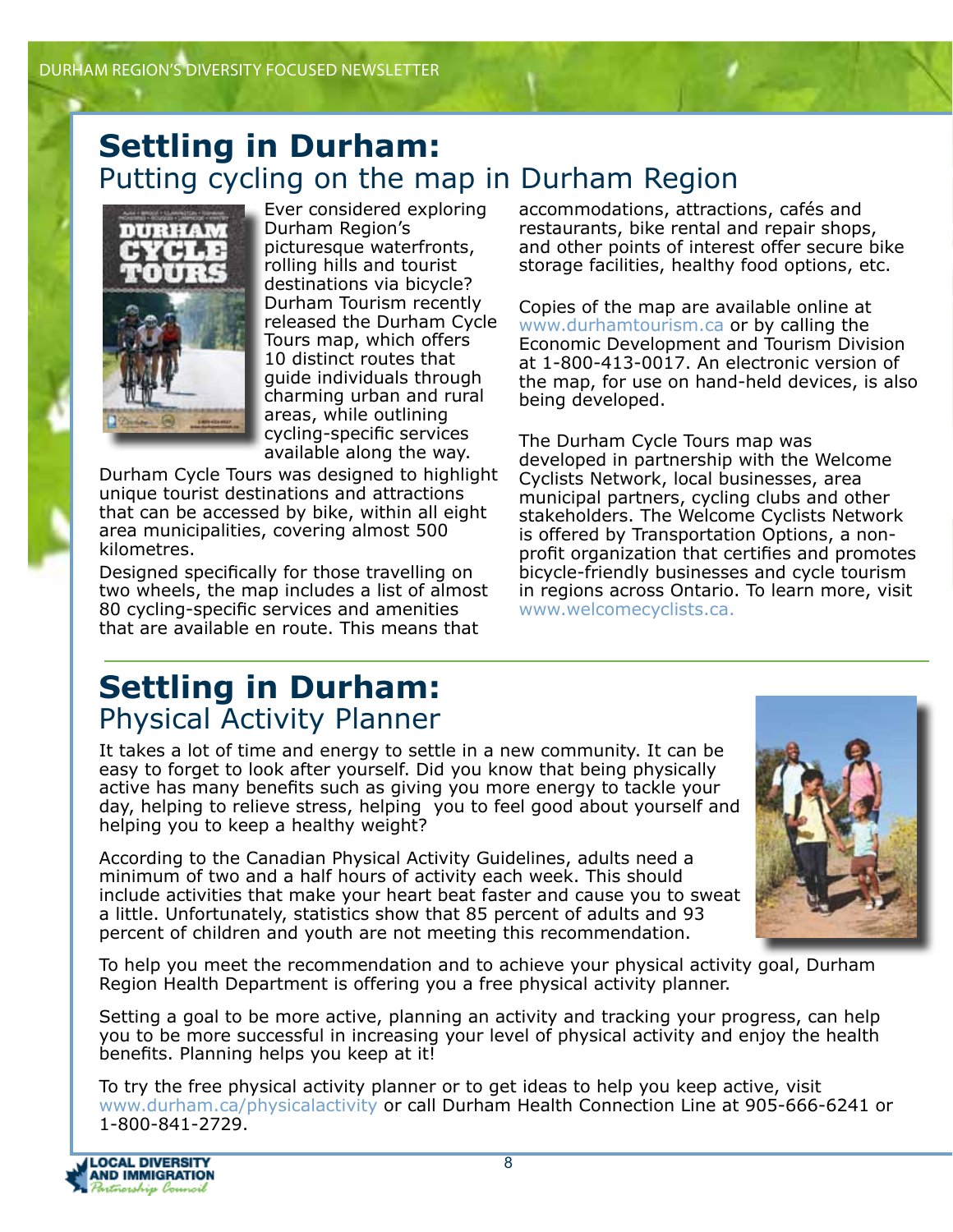## Settling in Durham:
### Putting cycling on the map in Durham Region

Ever considered exploring Durham Region's picturesque waterfronts, rolling hills and tourist destinations via bicycle? Durham Tourism recently released the Durham Cycle Tours map, which offers 10 distinct routes that guide individuals through charming urban and rural areas, while outlining cycling-specific services available along the way.

Durham Cycle Tours was designed to highlight unique tourist destinations and attractions that can be accessed by bike, within all eight area municipalities, covering almost 500 kilometres.

Designed specifically for those travelling on two wheels, the map includes a list of almost 80 cycling-specific services and amenities that are available en route. This means that accommodations, attractions, cafés and restaurants, bike rental and repair shops, and other points of interest offer secure bike storage facilities, healthy food options, etc.

Copies of the map are available online at www.durhamtourism.ca or by calling the Economic Development and Tourism Division at 1-800-413-0017. An electronic version of the map, for use on hand-held devices, is also being developed.

The Durham Cycle Tours map was developed in partnership with the Welcome Cyclists Network, local businesses, area municipal partners, cycling clubs and other stakeholders. The Welcome Cyclists Network is offered by Transportation Options, a non-profit organization that certifies and promotes bicycle-friendly businesses and cycle tourism in regions across Ontario. To learn more, visit www.welcomecyclists.ca.

## Settling in Durham:
### Physical Activity Planner

It takes a lot of time and energy to settle in a new community. It can be easy to forget to look after yourself. Did you know that being physically active has many benefits such as giving you more energy to tackle your day, helping to relieve stress, helping you to feel good about yourself and helping you to keep a healthy weight?

According to the Canadian Physical Activity Guidelines, adults need a minimum of two and a half hours of activity each week. This should include activities that make your heart beat faster and cause you to sweat a little. Unfortunately, statistics show that 85 percent of adults and 93 percent of children and youth are not meeting this recommendation.

To help you meet the recommendation and to achieve your physical activity goal, Durham Region Health Department is offering you a free physical activity planner.

Setting a goal to be more active, planning an activity and tracking your progress, can help you to be more successful in increasing your level of physical activity and enjoy the health benefits. Planning helps you keep at it!

To try the free physical activity planner or to get ideas to help you keep active, visit www.durham.ca/physicalactivity or call Durham Health Connection Line at 905-666-6241 or 1-800-841-2729.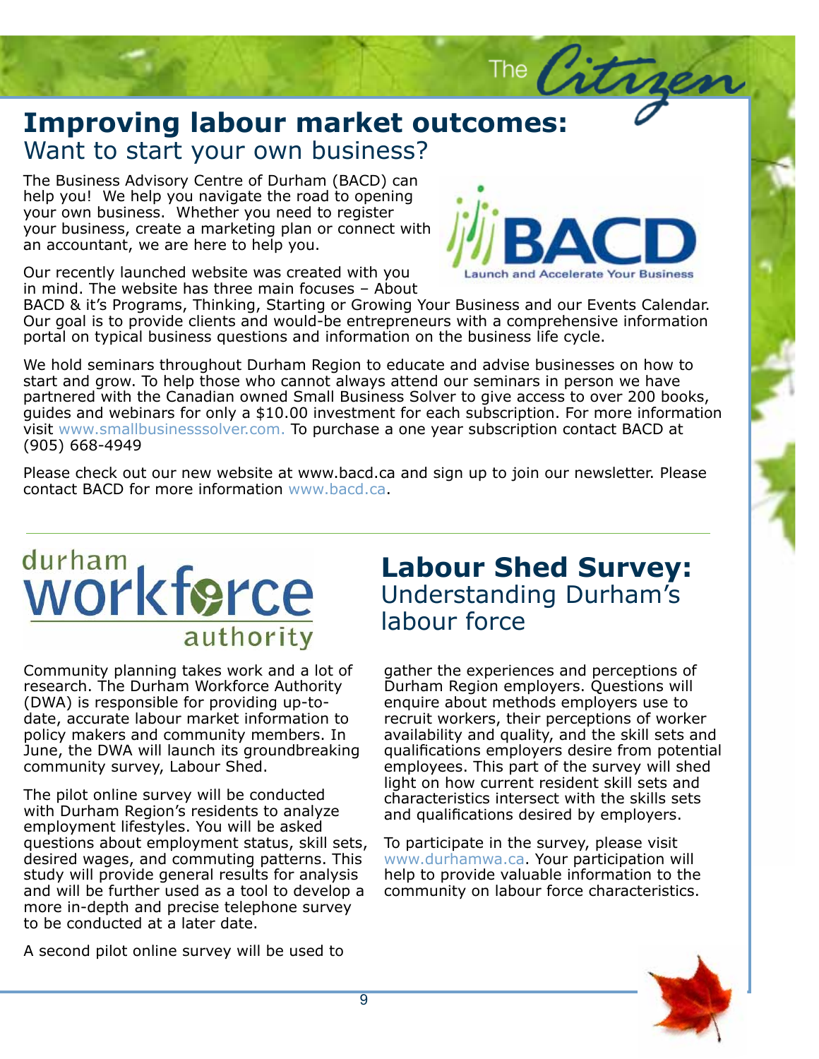# Improving labour market outcomes:
## Want to start your own business?

The Business Advisory Centre of Durham (BACD) can help you! We help you navigate the road to opening your own business. Whether you need to register your business, create a marketing plan or connect with an accountant, we are here to help you.

Our recently launched website was created with you in mind. The website has three main focuses – About BACD & it's Programs, Thinking, Starting or Growing Your Business and our Events Calendar. Our goal is to provide clients and would-be entrepreneurs with a comprehensive information portal on typical business questions and information on the business life cycle.

We hold seminars throughout Durham Region to educate and advise businesses on how to start and grow. To help those who cannot always attend our seminars in person we have partnered with the Canadian owned Small Business Solver to give access to over 200 books, guides and webinars for only a $10.00 investment for each subscription. For more information visit www.smallbusinesssolver.com. To purchase a one year subscription contact BACD at (905) 668-4949

Please check out our new website at www.bacd.ca and sign up to join our newsletter. Please contact BACD for more information www.bacd.ca.

---

# Labour Shed Survey:
## Understanding Durham's labour force

Community planning takes work and a lot of research. The Durham Workforce Authority (DWA) is responsible for providing up-to-date, accurate labour market information to policy makers and community members. In June, the DWA will launch its groundbreaking community survey, Labour Shed.

The pilot online survey will be conducted with Durham Region's residents to analyze employment lifestyles. You will be asked questions about employment status, skill sets, desired wages, and commuting patterns. This study will provide general results for analysis and will be further used as a tool to develop a more in-depth and precise telephone survey to be conducted at a later date.

A second pilot online survey will be used to gather the experiences and perceptions of Durham Region employers. Questions will enquire about methods employers use to recruit workers, their perceptions of worker availability and quality, and the skill sets and qualifications employers desire from potential employees. This part of the survey will shed light on how current resident skill sets and characteristics intersect with the skills sets and qualifications desired by employers.

To participate in the survey, please visit www.durhamwa.ca. Your participation will help to provide valuable information to the community on labour force characteristics.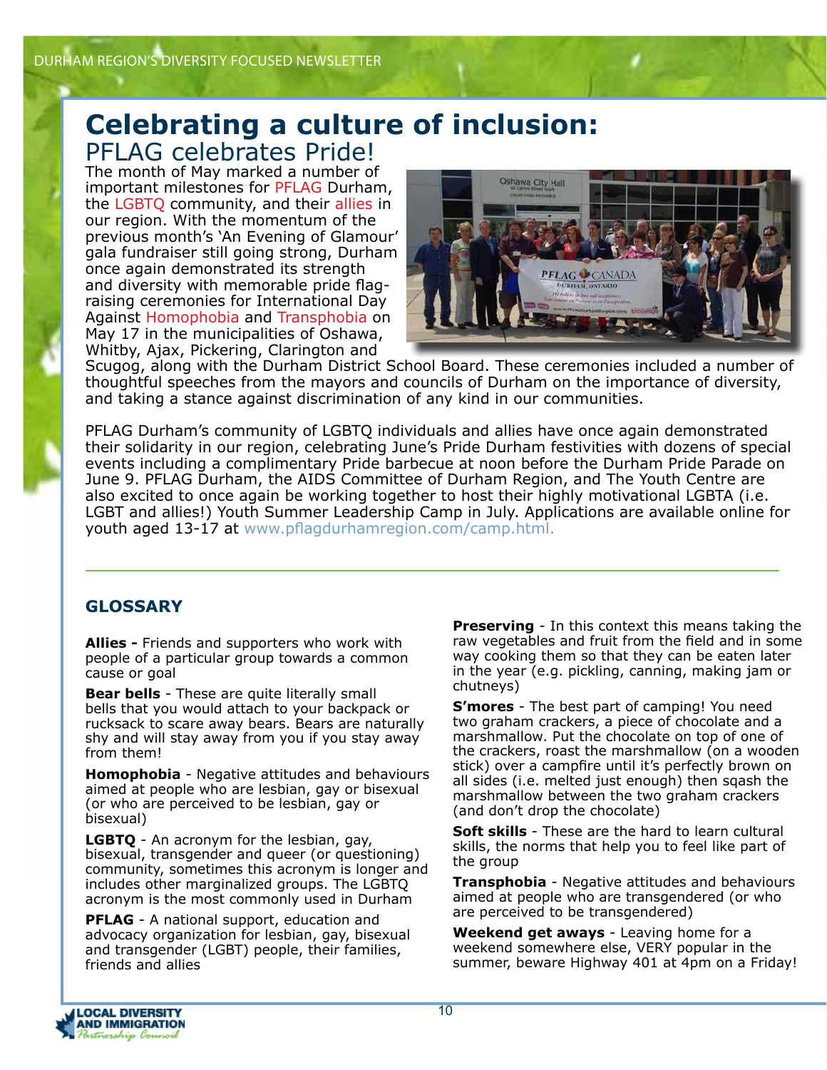# Celebrating a culture of inclusion:

## PFLAG celebrates Pride!

The month of May marked a number of important milestones for PFLAG Durham, the LGBTQ community, and their allies in our region. With the momentum of the previous month's 'An Evening of Glamour' gala fundraiser still going strong, Durham once again demonstrated its strength and diversity with memorable pride flag-raising ceremonies for International Day Against Homophobia and Transphobia on May 17 in the municipalities of Oshawa, Whitby, Ajax, Pickering, Clarington and Scugog, along with the Durham District School Board. These ceremonies included a number of thoughtful speeches from the mayors and councils of Durham on the importance of diversity, and taking a stance against discrimination of any kind in our communities.

PFLAG Durham's community of LGBTQ individuals and allies have once again demonstrated their solidarity in our region, celebrating June's Pride Durham festivities with dozens of special events including a complimentary Pride barbecue at noon before the Durham Pride Parade on June 9. PFLAG Durham, the AIDS Committee of Durham Region, and The Youth Centre are also excited to once again be working together to host their highly motivational LGBTA (i.e. LGBT and allies!) Youth Summer Leadership Camp in July. Applications are available online for youth aged 13-17 at www.pflagdurhamregion.com/camp.html.

### GLOSSARY

**Allies -** Friends and supporters who work with people of a particular group towards a common cause or goal

**Bear bells** - These are quite literally small bells that you would attach to your backpack or rucksack to scare away bears. Bears are naturally shy and will stay away from you if you stay away from them!

**Homophobia** - Negative attitudes and behaviours aimed at people who are lesbian, gay or bisexual (or who are perceived to be lesbian, gay or bisexual)

**LGBTQ** - An acronym for the lesbian, gay, bisexual, transgender and queer (or questioning) community, sometimes this acronym is longer and includes other marginalized groups. The LGBTQ acronym is the most commonly used in Durham

**PFLAG** - A national support, education and advocacy organization for lesbian, gay, bisexual and transgender (LGBT) people, their families, friends and allies

**Preserving** - In this context this means taking the raw vegetables and fruit from the field and in some way cooking them so that they can be eaten later in the year (e.g. pickling, canning, making jam or chutneys)

**S'mores** - The best part of camping! You need two graham crackers, a piece of chocolate and a marshmallow. Put the chocolate on top of one of the crackers, roast the marshmallow (on a wooden stick) over a campfire until it's perfectly brown on all sides (i.e. melted just enough) then sqash the marshmallow between the two graham crackers (and don't drop the chocolate)

**Soft skills** - These are the hard to learn cultural skills, the norms that help you to feel like part of the group

**Transphobia** - Negative attitudes and behaviours aimed at people who are transgendered (or who are perceived to be transgendered)

**Weekend get aways** - Leaving home for a weekend somewhere else, VERY popular in the summer, beware Highway 401 at 4pm on a Friday!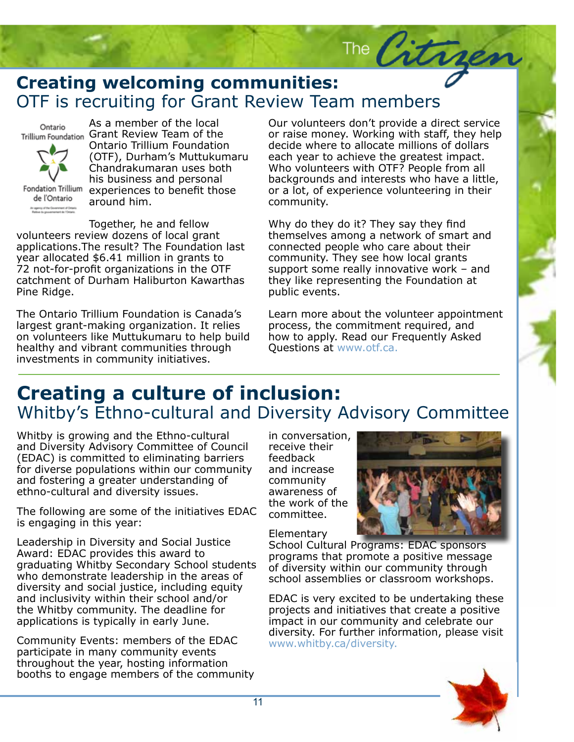## Creating welcoming communities:
### OTF is recruiting for Grant Review Team members

As a member of the local Grant Review Team of the Ontario Trillium Foundation (OTF), Durham's Muttukumaru Chandrakumaran uses both his business and personal experiences to benefit those around him.

Together, he and fellow volunteers review dozens of local grant applications.The result? The Foundation last year allocated $6.41 million in grants to 72 not-for-profit organizations in the OTF catchment of Durham Haliburton Kawarthas Pine Ridge.

The Ontario Trillium Foundation is Canada's largest grant-making organization. It relies on volunteers like Muttukumaru to help build healthy and vibrant communities through investments in community initiatives.

Our volunteers don't provide a direct service or raise money. Working with staff, they help decide where to allocate millions of dollars each year to achieve the greatest impact. Who volunteers with OTF? People from all backgrounds and interests who have a little, or a lot, of experience volunteering in their community.

Why do they do it? They say they find themselves among a network of smart and connected people who care about their community. They see how local grants support some really innovative work – and they like representing the Foundation at public events.

Learn more about the volunteer appointment process, the commitment required, and how to apply. Read our Frequently Asked Questions at www.otf.ca.

## Creating a culture of inclusion:
### Whitby's Ethno-cultural and Diversity Advisory Committee

Whitby is growing and the Ethno-cultural and Diversity Advisory Committee of Council (EDAC) is committed to eliminating barriers for diverse populations within our community and fostering a greater understanding of ethno-cultural and diversity issues.

The following are some of the initiatives EDAC is engaging in this year:

Leadership in Diversity and Social Justice Award: EDAC provides this award to graduating Whitby Secondary School students who demonstrate leadership in the areas of diversity and social justice, including equity and inclusivity within their school and/or the Whitby community. The deadline for applications is typically in early June.

Community Events: members of the EDAC participate in many community events throughout the year, hosting information booths to engage members of the community in conversation, receive their feedback and increase community awareness of the work of the committee.

Elementary School Cultural Programs: EDAC sponsors programs that promote a positive message of diversity within our community through school assemblies or classroom workshops.

EDAC is very excited to be undertaking these projects and initiatives that create a positive impact in our community and celebrate our diversity. For further information, please visit www.whitby.ca/diversity.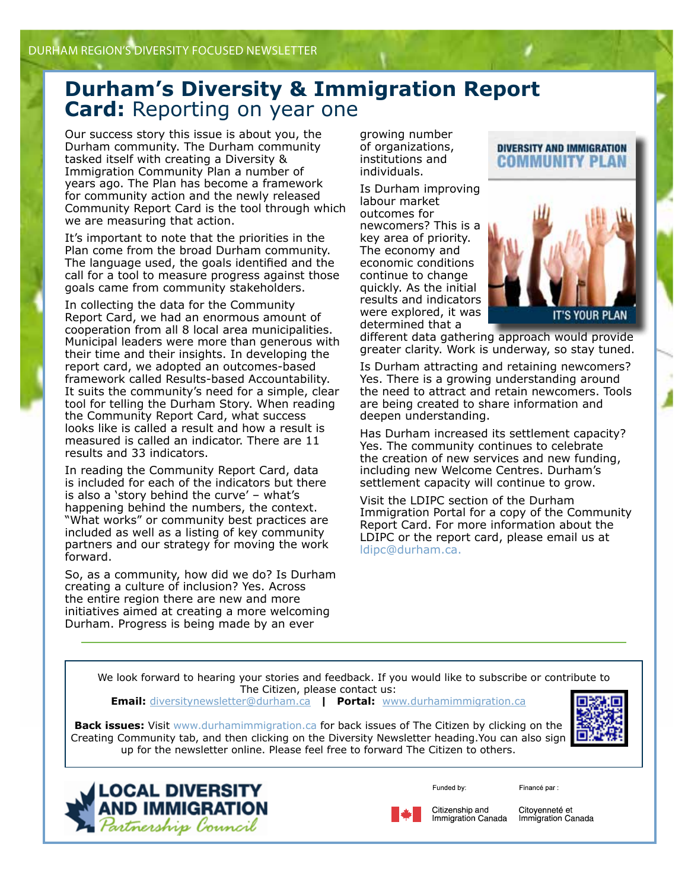DURHAM REGION'S DIVERSITY FOCUSED NEWSLETTER

# Durham's Diversity & Immigration Report Card: Reporting on year one

Our success story this issue is about you, the Durham community. The Durham community tasked itself with creating a Diversity & Immigration Community Plan a number of years ago. The Plan has become a framework for community action and the newly released Community Report Card is the tool through which we are measuring that action.

It's important to note that the priorities in the Plan come from the broad Durham community. The language used, the goals identified and the call for a tool to measure progress against those goals came from community stakeholders.

In collecting the data for the Community Report Card, we had an enormous amount of cooperation from all 8 local area municipalities. Municipal leaders were more than generous with their time and their insights. In developing the report card, we adopted an outcomes-based framework called Results-based Accountability. It suits the community's need for a simple, clear tool for telling the Durham Story. When reading the Community Report Card, what success looks like is called a result and how a result is measured is called an indicator. There are 11 results and 33 indicators.

In reading the Community Report Card, data is included for each of the indicators but there is also a 'story behind the curve' – what's happening behind the numbers, the context. "What works" or community best practices are included as well as a listing of key community partners and our strategy for moving the work forward.

So, as a community, how did we do? Is Durham creating a culture of inclusion? Yes. Across the entire region there are new and more initiatives aimed at creating a more welcoming Durham. Progress is being made by an ever growing number of organizations, institutions and individuals.

DIVERSITY AND IMMIGRATION COMMUNITY PLAN

IT'S YOUR PLAN

Is Durham improving labour market outcomes for newcomers? This is a key area of priority. The economy and economic conditions continue to change quickly. As the initial results and indicators were explored, it was determined that a different data gathering approach would provide greater clarity. Work is underway, so stay tuned.

Is Durham attracting and retaining newcomers? Yes. There is a growing understanding around the need to attract and retain newcomers. Tools are being created to share information and deepen understanding.

Has Durham increased its settlement capacity? Yes. The community continues to celebrate the creation of new services and new funding, including new Welcome Centres. Durham's settlement capacity will continue to grow.

Visit the LDIPC section of the Durham Immigration Portal for a copy of the Community Report Card. For more information about the LDIPC or the report card, please email us at ldipc@durham.ca.

---

We look forward to hearing your stories and feedback. If you would like to subscribe or contribute to The Citizen, please contact us:

**Email:** diversitynewsletter@durham.ca | **Portal:** www.durhamimmigration.ca

**Back issues:** Visit www.durhamimmigration.ca for back issues of The Citizen by clicking on the Creating Community tab, and then clicking on the Diversity Newsletter heading.You can also sign up for the newsletter online. Please feel free to forward The Citizen to others.

LOCAL DIVERSITY AND IMMIGRATION *Partnership Council*

Funded by: Citizenship and Immigration Canada

Financé par : Citoyenneté et Immigration Canada